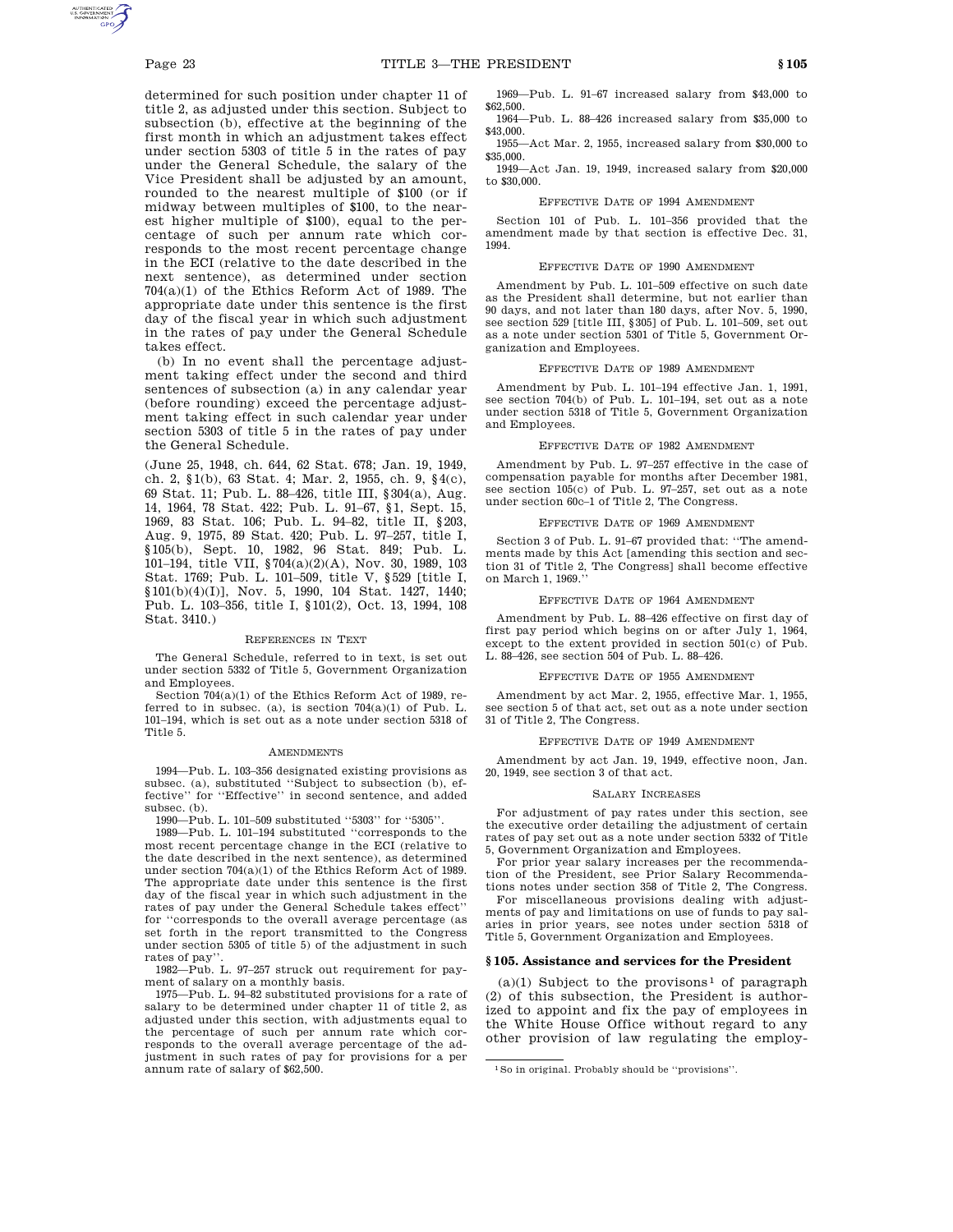determined for such position under chapter 11 of title 2, as adjusted under this section. Subject to subsection (b), effective at the beginning of the first month in which an adjustment takes effect under section 5303 of title 5 in the rates of pay under the General Schedule, the salary of the Vice President shall be adjusted by an amount, rounded to the nearest multiple of $100 (or if midway between multiples of $100, to the nearest higher multiple of $100), equal to the percentage of such per annum rate which corresponds to the most recent percentage change in the ECI (relative to the date described in the next sentence), as determined under section 704(a)(1) of the Ethics Reform Act of 1989. The appropriate date under this sentence is the first day of the fiscal year in which such adjustment in the rates of pay under the General Schedule takes effect.

(b) In no event shall the percentage adjustment taking effect under the second and third sentences of subsection (a) in any calendar year (before rounding) exceed the percentage adjustment taking effect in such calendar year under section 5303 of title 5 in the rates of pay under the General Schedule.

(June 25, 1948, ch. 644, 62 Stat. 678; Jan. 19, 1949, ch. 2, §1(b), 63 Stat. 4; Mar. 2, 1955, ch. 9, §4(c), 69 Stat. 11; Pub. L. 88–426, title III, §304(a), Aug. 14, 1964, 78 Stat. 422; Pub. L. 91–67, §1, Sept. 15, 1969, 83 Stat. 106; Pub. L. 94–82, title II, §203, Aug. 9, 1975, 89 Stat. 420; Pub. L. 97–257, title I, §105(b), Sept. 10, 1982, 96 Stat. 849; Pub. L. 101–194, title VII, §704(a)(2)(A), Nov. 30, 1989, 103 Stat. 1769; Pub. L. 101–509, title V, §529 [title I, §101(b)(4)(I)], Nov. 5, 1990, 104 Stat. 1427, 1440; Pub. L. 103–356, title I, §101(2), Oct. 13, 1994, 108 Stat. 3410.)

REFERENCES IN TEXT

The General Schedule, referred to in text, is set out under section 5332 of Title 5, Government Organization and Employees.

Section 704(a)(1) of the Ethics Reform Act of 1989, referred to in subsec. (a), is section 704(a)(1) of Pub. L. 101–194, which is set out as a note under section 5318 of Title 5.

AMENDMENTS

1994—Pub. L. 103–356 designated existing provisions as subsec. (a), substituted ''Subject to subsection (b), effective'' for ''Effective'' in second sentence, and added subsec. (b).

1990—Pub. L. 101–509 substituted ''5303'' for ''5305''.

1989—Pub. L. 101–194 substituted ''corresponds to the most recent percentage change in the ECI (relative to the date described in the next sentence), as determined under section 704(a)(1) of the Ethics Reform Act of 1989. The appropriate date under this sentence is the first day of the fiscal year in which such adjustment in the rates of pay under the General Schedule takes effect'' for ''corresponds to the overall average percentage (as set forth in the report transmitted to the Congress under section 5305 of title 5) of the adjustment in such rates of pay''.

1982—Pub. L. 97–257 struck out requirement for payment of salary on a monthly basis.

1975—Pub. L. 94–82 substituted provisions for a rate of salary to be determined under chapter 11 of title 2, as adjusted under this section, with adjustments equal to the percentage of such per annum rate which corresponds to the overall average percentage of the adjustment in such rates of pay for provisions for a per annum rate of salary of $62,500.

1969—Pub. L. 91–67 increased salary from $43,000 to $62,500.

1964—Pub. L. 88–426 increased salary from $35,000 to $43,000.

1955—Act Mar. 2, 1955, increased salary from $30,000 to $35,000.

1949—Act Jan. 19, 1949, increased salary from $20,000 to $30,000.

EFFECTIVE DATE OF 1994 AMENDMENT

Section 101 of Pub. L. 101–356 provided that the amendment made by that section is effective Dec. 31, 1994.

EFFECTIVE DATE OF 1990 AMENDMENT

Amendment by Pub. L. 101–509 effective on such date as the President shall determine, but not earlier than 90 days, and not later than 180 days, after Nov. 5, 1990, see section 529 [title III, §305] of Pub. L. 101–509, set out as a note under section 5301 of Title 5, Government Organization and Employees.

EFFECTIVE DATE OF 1989 AMENDMENT

Amendment by Pub. L. 101–194 effective Jan. 1, 1991, see section 704(b) of Pub. L. 101–194, set out as a note under section 5318 of Title 5, Government Organization and Employees.

EFFECTIVE DATE OF 1982 AMENDMENT

Amendment by Pub. L. 97–257 effective in the case of compensation payable for months after December 1981, see section 105(c) of Pub. L. 97–257, set out as a note under section 60c–1 of Title 2, The Congress.

EFFECTIVE DATE OF 1969 AMENDMENT

Section 3 of Pub. L. 91–67 provided that: ''The amendments made by this Act [amending this section and section 31 of Title 2, The Congress] shall become effective on March 1, 1969.''

EFFECTIVE DATE OF 1964 AMENDMENT

Amendment by Pub. L. 88–426 effective on first day of first pay period which begins on or after July 1, 1964, except to the extent provided in section 501(c) of Pub. L. 88–426, see section 504 of Pub. L. 88–426.

EFFECTIVE DATE OF 1955 AMENDMENT

Amendment by act Mar. 2, 1955, effective Mar. 1, 1955, see section 5 of that act, set out as a note under section 31 of Title 2, The Congress.

EFFECTIVE DATE OF 1949 AMENDMENT

Amendment by act Jan. 19, 1949, effective noon, Jan. 20, 1949, see section 3 of that act.

SALARY INCREASES

For adjustment of pay rates under this section, see the executive order detailing the adjustment of certain rates of pay set out as a note under section 5332 of Title 5, Government Organization and Employees.

For prior year salary increases per the recommendation of the President, see Prior Salary Recommendations notes under section 358 of Title 2, The Congress.

For miscellaneous provisions dealing with adjustments of pay and limitations on use of funds to pay salaries in prior years, see notes under section 5318 of Title 5, Government Organization and Employees.

### §105. Assistance and services for the President

(a)(1) Subject to the provisons[1] of paragraph (2) of this subsection, the President is authorized to appoint and fix the pay of employees in the White House Office without regard to any other provision of law regulating the employ-

[1] So in original. Probably should be ''provisions''.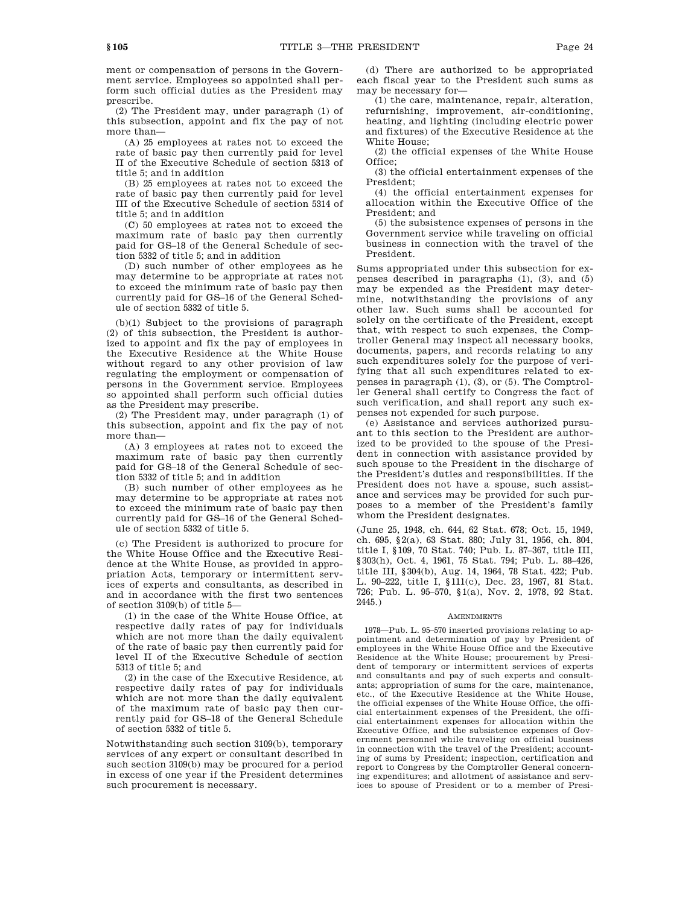ment or compensation of persons in the Government service. Employees so appointed shall perform such official duties as the President may prescribe.

(2) The President may, under paragraph (1) of this subsection, appoint and fix the pay of not more than—

(A) 25 employees at rates not to exceed the rate of basic pay then currently paid for level II of the Executive Schedule of section 5313 of title 5; and in addition

(B) 25 employees at rates not to exceed the rate of basic pay then currently paid for level III of the Executive Schedule of section 5314 of title 5; and in addition

(C) 50 employees at rates not to exceed the maximum rate of basic pay then currently paid for GS–18 of the General Schedule of section 5332 of title 5; and in addition

(D) such number of other employees as he may determine to be appropriate at rates not to exceed the minimum rate of basic pay then currently paid for GS–16 of the General Schedule of section 5332 of title 5.

(b)(1) Subject to the provisions of paragraph (2) of this subsection, the President is authorized to appoint and fix the pay of employees in the Executive Residence at the White House without regard to any other provision of law regulating the employment or compensation of persons in the Government service. Employees so appointed shall perform such official duties as the President may prescribe.

(2) The President may, under paragraph (1) of this subsection, appoint and fix the pay of not more than—

(A) 3 employees at rates not to exceed the maximum rate of basic pay then currently paid for GS–18 of the General Schedule of section 5332 of title 5; and in addition

(B) such number of other employees as he may determine to be appropriate at rates not to exceed the minimum rate of basic pay then currently paid for GS–16 of the General Schedule of section 5332 of title 5.

(c) The President is authorized to procure for the White House Office and the Executive Residence at the White House, as provided in appropriation Acts, temporary or intermittent services of experts and consultants, as described in and in accordance with the first two sentences of section 3109(b) of title 5—

(1) in the case of the White House Office, at respective daily rates of pay for individuals which are not more than the daily equivalent of the rate of basic pay then currently paid for level II of the Executive Schedule of section 5313 of title 5; and

(2) in the case of the Executive Residence, at respective daily rates of pay for individuals which are not more than the daily equivalent of the maximum rate of basic pay then currently paid for GS–18 of the General Schedule of section 5332 of title 5.

Notwithstanding such section 3109(b), temporary services of any expert or consultant described in such section 3109(b) may be procured for a period in excess of one year if the President determines such procurement is necessary.

(d) There are authorized to be appropriated each fiscal year to the President such sums as may be necessary for—

(1) the care, maintenance, repair, alteration, refurnishing, improvement, air-conditioning, heating, and lighting (including electric power and fixtures) of the Executive Residence at the White House;

(2) the official expenses of the White House Office;

(3) the official entertainment expenses of the President;

(4) the official entertainment expenses for allocation within the Executive Office of the President; and

(5) the subsistence expenses of persons in the Government service while traveling on official business in connection with the travel of the President.

Sums appropriated under this subsection for expenses described in paragraphs (1), (3), and (5) may be expended as the President may determine, notwithstanding the provisions of any other law. Such sums shall be accounted for solely on the certificate of the President, except that, with respect to such expenses, the Comptroller General may inspect all necessary books, documents, papers, and records relating to any such expenditures solely for the purpose of verifying that all such expenditures related to expenses in paragraph (1), (3), or (5). The Comptroller General shall certify to Congress the fact of such verification, and shall report any such expenses not expended for such purpose.

(e) Assistance and services authorized pursuant to this section to the President are authorized to be provided to the spouse of the President in connection with assistance provided by such spouse to the President in the discharge of the President's duties and responsibilities. If the President does not have a spouse, such assistance and services may be provided for such purposes to a member of the President's family whom the President designates.

(June 25, 1948, ch. 644, 62 Stat. 678; Oct. 15, 1949, ch. 695, §2(a), 63 Stat. 880; July 31, 1956, ch. 804, title I, §109, 70 Stat. 740; Pub. L. 87–367, title III, §303(h), Oct. 4, 1961, 75 Stat. 794; Pub. L. 88–426, title III, §304(b), Aug. 14, 1964, 78 Stat. 422; Pub. L. 90–222, title I, §111(c), Dec. 23, 1967, 81 Stat. 726; Pub. L. 95–570, §1(a), Nov. 2, 1978, 92 Stat. 2445.)

## AMENDMENTS

1978—Pub. L. 95–570 inserted provisions relating to appointment and determination of pay by President of employees in the White House Office and the Executive Residence at the White House; procurement by President of temporary or intermittent services of experts and consultants and pay of such experts and consultants; appropriation of sums for the care, maintenance, etc., of the Executive Residence at the White House, the official expenses of the White House Office, the official entertainment expenses of the President, the official entertainment expenses for allocation within the Executive Office, and the subsistence expenses of Government personnel while traveling on official business in connection with the travel of the President; accounting of sums by President; inspection, certification and report to Congress by the Comptroller General concerning expenditures; and allotment of assistance and services to spouse of President or to a member of Presi-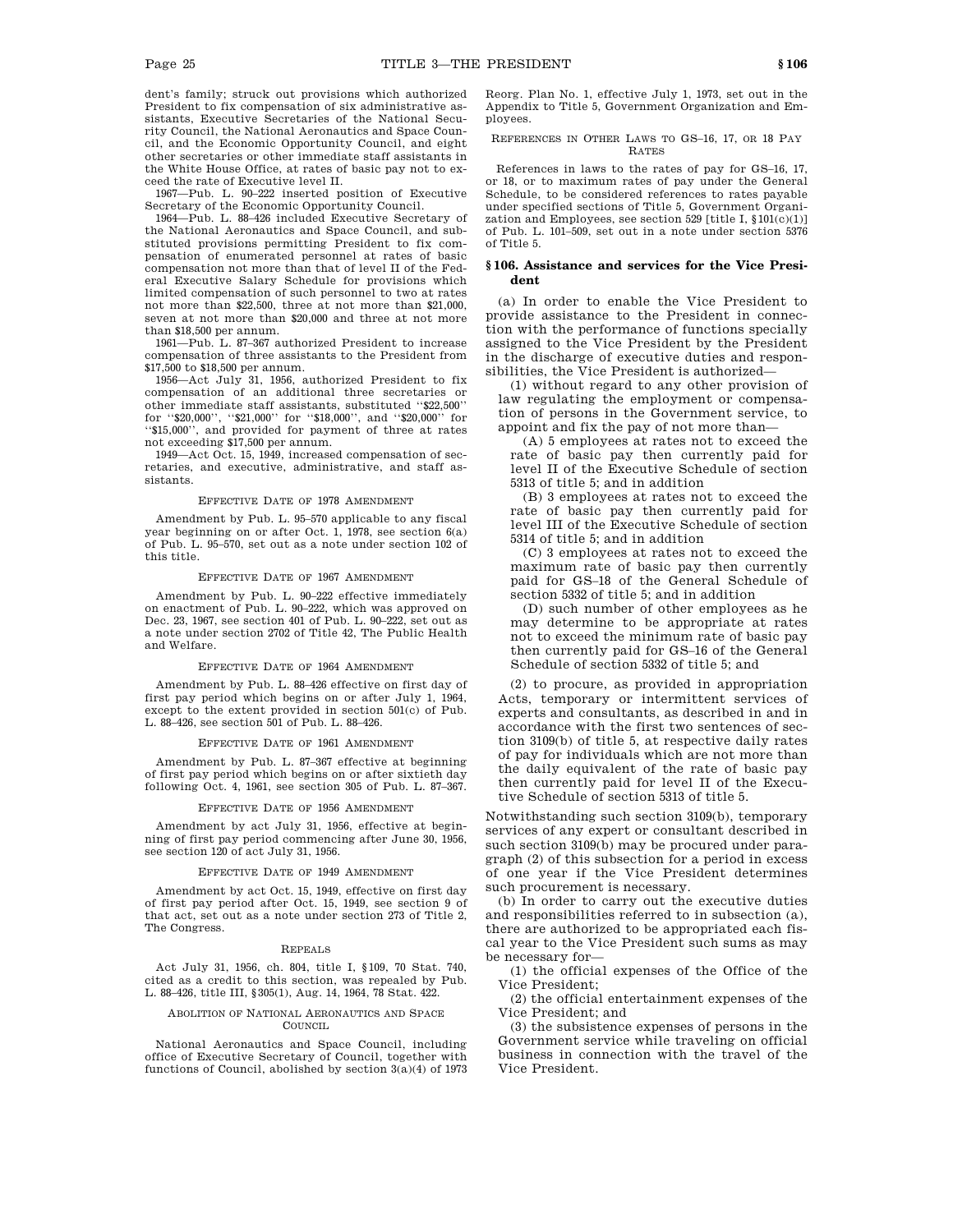dent's family; struck out provisions which authorized President to fix compensation of six administrative assistants, Executive Secretaries of the National Security Council, the National Aeronautics and Space Council, and the Economic Opportunity Council, and eight other secretaries or other immediate staff assistants in the White House Office, at rates of basic pay not to exceed the rate of Executive level II.

1967—Pub. L. 90–222 inserted position of Executive Secretary of the Economic Opportunity Council.

1964—Pub. L. 88–426 included Executive Secretary of the National Aeronautics and Space Council, and substituted provisions permitting President to fix compensation of enumerated personnel at rates of basic compensation not more than that of level II of the Federal Executive Salary Schedule for provisions which limited compensation of such personnel to two at rates not more than $22,500, three at not more than $21,000, seven at not more than $20,000 and three at not more than $18,500 per annum.

1961—Pub. L. 87–367 authorized President to increase compensation of three assistants to the President from $17,500 to $18,500 per annum.

1956—Act July 31, 1956, authorized President to fix compensation of an additional three secretaries or other immediate staff assistants, substituted ''$22,500'' for ''$20,000'', ''$21,000'' for ''$18,000'', and ''$20,000'' for ''$15,000'', and provided for payment of three at rates not exceeding $17,500 per annum.

1949—Act Oct. 15, 1949, increased compensation of secretaries, and executive, administrative, and staff assistants.

EFFECTIVE DATE OF 1978 AMENDMENT

Amendment by Pub. L. 95–570 applicable to any fiscal year beginning on or after Oct. 1, 1978, see section 6(a) of Pub. L. 95–570, set out as a note under section 102 of this title.

EFFECTIVE DATE OF 1967 AMENDMENT

Amendment by Pub. L. 90–222 effective immediately on enactment of Pub. L. 90–222, which was approved on Dec. 23, 1967, see section 401 of Pub. L. 90–222, set out as a note under section 2702 of Title 42, The Public Health and Welfare.

EFFECTIVE DATE OF 1964 AMENDMENT

Amendment by Pub. L. 88–426 effective on first day of first pay period which begins on or after July 1, 1964, except to the extent provided in section 501(c) of Pub. L. 88–426, see section 501 of Pub. L. 88–426.

EFFECTIVE DATE OF 1961 AMENDMENT

Amendment by Pub. L. 87–367 effective at beginning of first pay period which begins on or after sixtieth day following Oct. 4, 1961, see section 305 of Pub. L. 87–367.

EFFECTIVE DATE OF 1956 AMENDMENT

Amendment by act July 31, 1956, effective at beginning of first pay period commencing after June 30, 1956, see section 120 of act July 31, 1956.

EFFECTIVE DATE OF 1949 AMENDMENT

Amendment by act Oct. 15, 1949, effective on first day of first pay period after Oct. 15, 1949, see section 9 of that act, set out as a note under section 273 of Title 2, The Congress.

REPEALS

Act July 31, 1956, ch. 804, title I, §109, 70 Stat. 740, cited as a credit to this section, was repealed by Pub. L. 88–426, title III, §305(1), Aug. 14, 1964, 78 Stat. 422.

ABOLITION OF NATIONAL AERONAUTICS AND SPACE COUNCIL

National Aeronautics and Space Council, including office of Executive Secretary of Council, together with functions of Council, abolished by section 3(a)(4) of 1973 Reorg. Plan No. 1, effective July 1, 1973, set out in the Appendix to Title 5, Government Organization and Employees.

REFERENCES IN OTHER LAWS TO GS–16, 17, OR 18 PAY RATES

References in laws to the rates of pay for GS–16, 17, or 18, or to maximum rates of pay under the General Schedule, to be considered references to rates payable under specified sections of Title 5, Government Organization and Employees, see section 529 [title I, §101(c)(1)] of Pub. L. 101–509, set out in a note under section 5376 of Title 5.

## §106. Assistance and services for the Vice President

(a) In order to enable the Vice President to provide assistance to the President in connection with the performance of functions specially assigned to the Vice President by the President in the discharge of executive duties and responsibilities, the Vice President is authorized—

(1) without regard to any other provision of law regulating the employment or compensation of persons in the Government service, to appoint and fix the pay of not more than—

(A) 5 employees at rates not to exceed the rate of basic pay then currently paid for level II of the Executive Schedule of section 5313 of title 5; and in addition

(B) 3 employees at rates not to exceed the rate of basic pay then currently paid for level III of the Executive Schedule of section 5314 of title 5; and in addition

(C) 3 employees at rates not to exceed the maximum rate of basic pay then currently paid for GS–18 of the General Schedule of section 5332 of title 5; and in addition

(D) such number of other employees as he may determine to be appropriate at rates not to exceed the minimum rate of basic pay then currently paid for GS–16 of the General Schedule of section 5332 of title 5; and

(2) to procure, as provided in appropriation Acts, temporary or intermittent services of experts and consultants, as described in and in accordance with the first two sentences of section 3109(b) of title 5, at respective daily rates of pay for individuals which are not more than the daily equivalent of the rate of basic pay then currently paid for level II of the Executive Schedule of section 5313 of title 5.

Notwithstanding such section 3109(b), temporary services of any expert or consultant described in such section 3109(b) may be procured under paragraph (2) of this subsection for a period in excess of one year if the Vice President determines such procurement is necessary.

(b) In order to carry out the executive duties and responsibilities referred to in subsection (a), there are authorized to be appropriated each fiscal year to the Vice President such sums as may be necessary for—

(1) the official expenses of the Office of the Vice President;

(2) the official entertainment expenses of the Vice President; and

(3) the subsistence expenses of persons in the Government service while traveling on official business in connection with the travel of the Vice President.